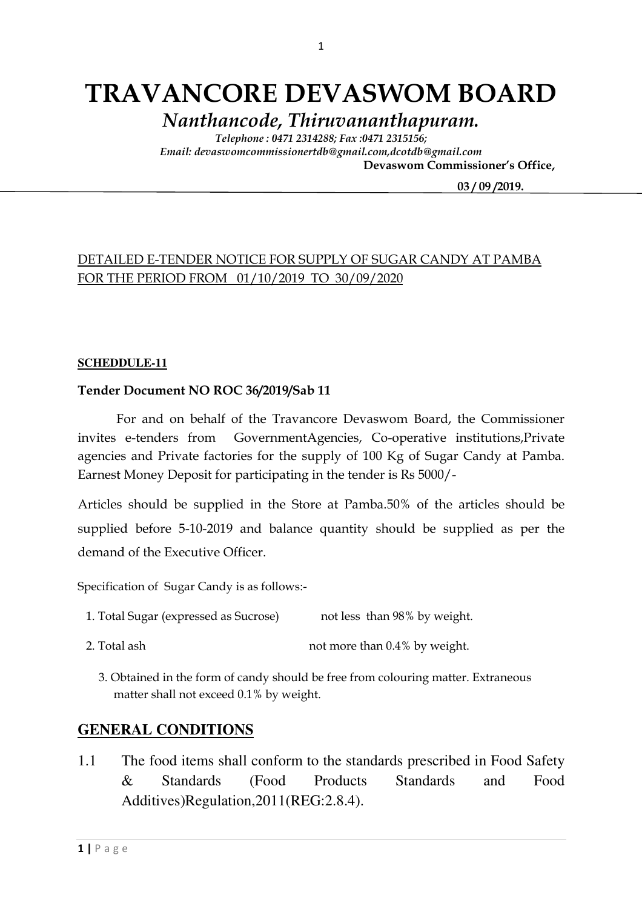# TRAVANCORE DEVASWOM BOARD

*Nanthancode, Thiruvananthapuram.*

*Telephone : 0471 2314288; Fax :0471 2315156;*
*Email: devaswomcommissionertdb@gmail.com,dcotdb@gmail.com*

**Devaswom Commissioner's Office,**

**03 / 09 /2019.**

DETAILED E-TENDER NOTICE FOR SUPPLY OF SUGAR CANDY AT PAMBA FOR THE PERIOD FROM 01/10/2019 TO 30/09/2020

**SCHEDDULE-11**

**Tender Document NO ROC 36/2019/Sab 11**

For and on behalf of the Travancore Devaswom Board, the Commissioner invites e-tenders from GovernmentAgencies, Co-operative institutions,Private agencies and Private factories for the supply of 100 Kg of Sugar Candy at Pamba. Earnest Money Deposit for participating in the tender is Rs 5000/-

Articles should be supplied in the Store at Pamba.50% of the articles should be supplied before 5-10-2019 and balance quantity should be supplied as per the demand of the Executive Officer.

Specification of Sugar Candy is as follows:-

1. Total Sugar (expressed as Sucrose) not less than 98% by weight.
2. Total ash not more than 0.4% by weight.
3. Obtained in the form of candy should be free from colouring matter. Extraneous matter shall not exceed 0.1% by weight.

## GENERAL CONDITIONS

1.1 The food items shall conform to the standards prescribed in Food Safety & Standards (Food Products Standards and Food Additives)Regulation,2011(REG:2.8.4).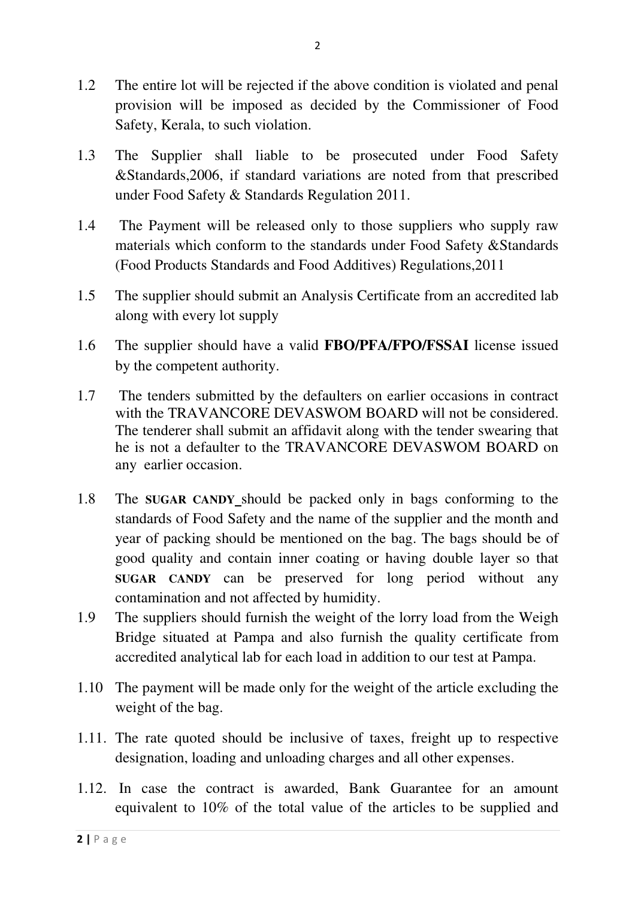1.2 The entire lot will be rejected if the above condition is violated and penal provision will be imposed as decided by the Commissioner of Food Safety, Kerala, to such violation.

1.3 The Supplier shall liable to be prosecuted under Food Safety &Standards,2006, if standard variations are noted from that prescribed under Food Safety & Standards Regulation 2011.

1.4 The Payment will be released only to those suppliers who supply raw materials which conform to the standards under Food Safety &Standards (Food Products Standards and Food Additives) Regulations,2011

1.5 The supplier should submit an Analysis Certificate from an accredited lab along with every lot supply

1.6 The supplier should have a valid **FBO/PFA/FPO/FSSAI** license issued by the competent authority.

1.7 The tenders submitted by the defaulters on earlier occasions in contract with the TRAVANCORE DEVASWOM BOARD will not be considered. The tenderer shall submit an affidavit along with the tender swearing that he is not a defaulter to the TRAVANCORE DEVASWOM BOARD on any earlier occasion.

1.8 The **SUGAR CANDY** should be packed only in bags conforming to the standards of Food Safety and the name of the supplier and the month and year of packing should be mentioned on the bag. The bags should be of good quality and contain inner coating or having double layer so that **SUGAR CANDY** can be preserved for long period without any contamination and not affected by humidity.

1.9 The suppliers should furnish the weight of the lorry load from the Weigh Bridge situated at Pampa and also furnish the quality certificate from accredited analytical lab for each load in addition to our test at Pampa.

1.10 The payment will be made only for the weight of the article excluding the weight of the bag.

1.11. The rate quoted should be inclusive of taxes, freight up to respective designation, loading and unloading charges and all other expenses.

1.12. In case the contract is awarded, Bank Guarantee for an amount equivalent to 10% of the total value of the articles to be supplied and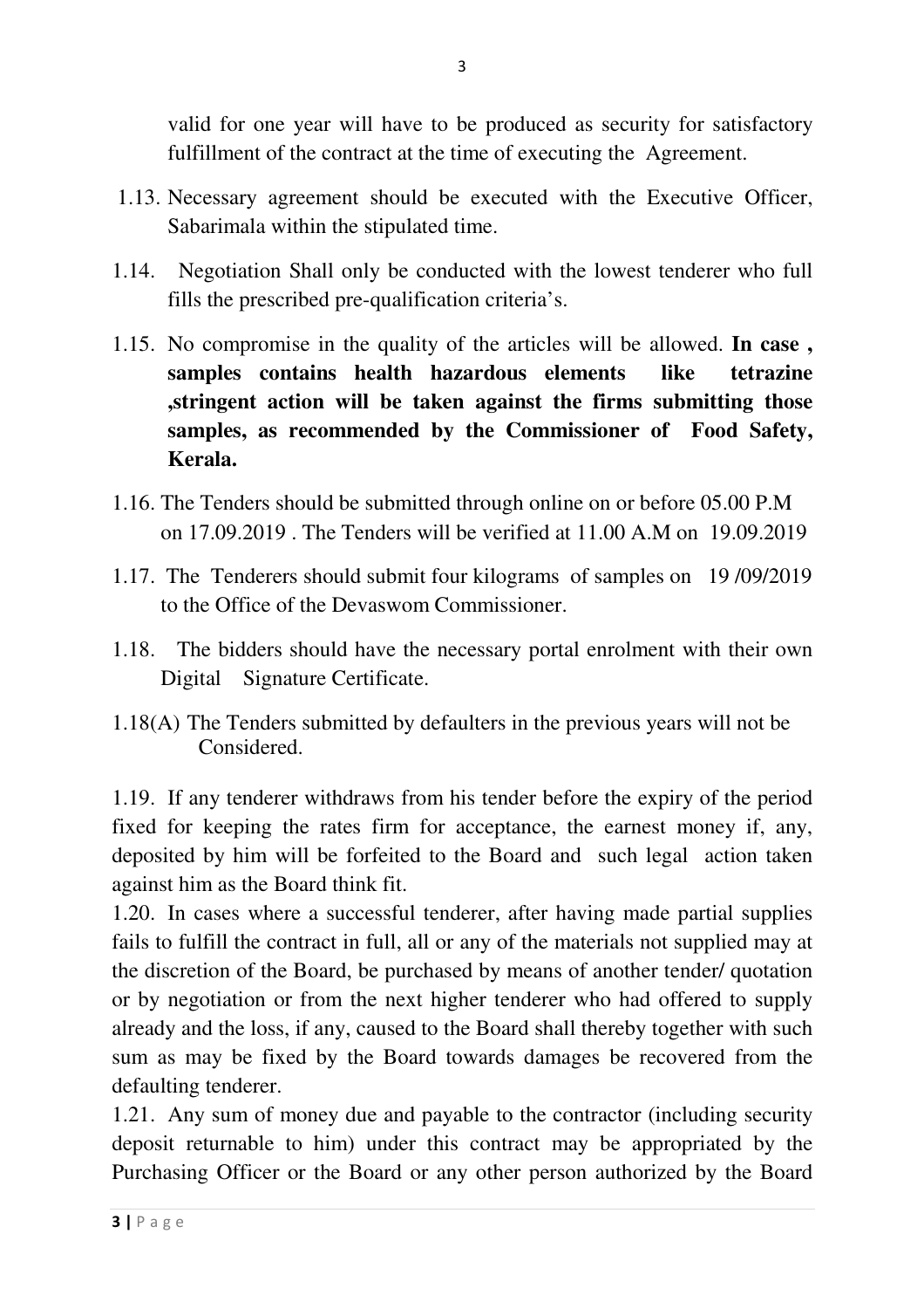valid for one year will have to be produced as security for satisfactory fulfillment of the contract at the time of executing the Agreement.

1.13. Necessary agreement should be executed with the Executive Officer, Sabarimala within the stipulated time.

1.14. Negotiation Shall only be conducted with the lowest tenderer who full fills the prescribed pre-qualification criteria's.

1.15. No compromise in the quality of the articles will be allowed. **In case , samples contains health hazardous elements like tetrazine ,stringent action will be taken against the firms submitting those samples, as recommended by the Commissioner of Food Safety, Kerala.**

1.16. The Tenders should be submitted through online on or before 05.00 P.M on 17.09.2019 . The Tenders will be verified at 11.00 A.M on 19.09.2019

1.17. The Tenderers should submit four kilograms of samples on 19 /09/2019 to the Office of the Devaswom Commissioner.

1.18. The bidders should have the necessary portal enrolment with their own Digital Signature Certificate.

1.18(A) The Tenders submitted by defaulters in the previous years will not be Considered.

1.19. If any tenderer withdraws from his tender before the expiry of the period fixed for keeping the rates firm for acceptance, the earnest money if, any, deposited by him will be forfeited to the Board and such legal action taken against him as the Board think fit.

1.20. In cases where a successful tenderer, after having made partial supplies fails to fulfill the contract in full, all or any of the materials not supplied may at the discretion of the Board, be purchased by means of another tender/ quotation or by negotiation or from the next higher tenderer who had offered to supply already and the loss, if any, caused to the Board shall thereby together with such sum as may be fixed by the Board towards damages be recovered from the defaulting tenderer.

1.21. Any sum of money due and payable to the contractor (including security deposit returnable to him) under this contract may be appropriated by the Purchasing Officer or the Board or any other person authorized by the Board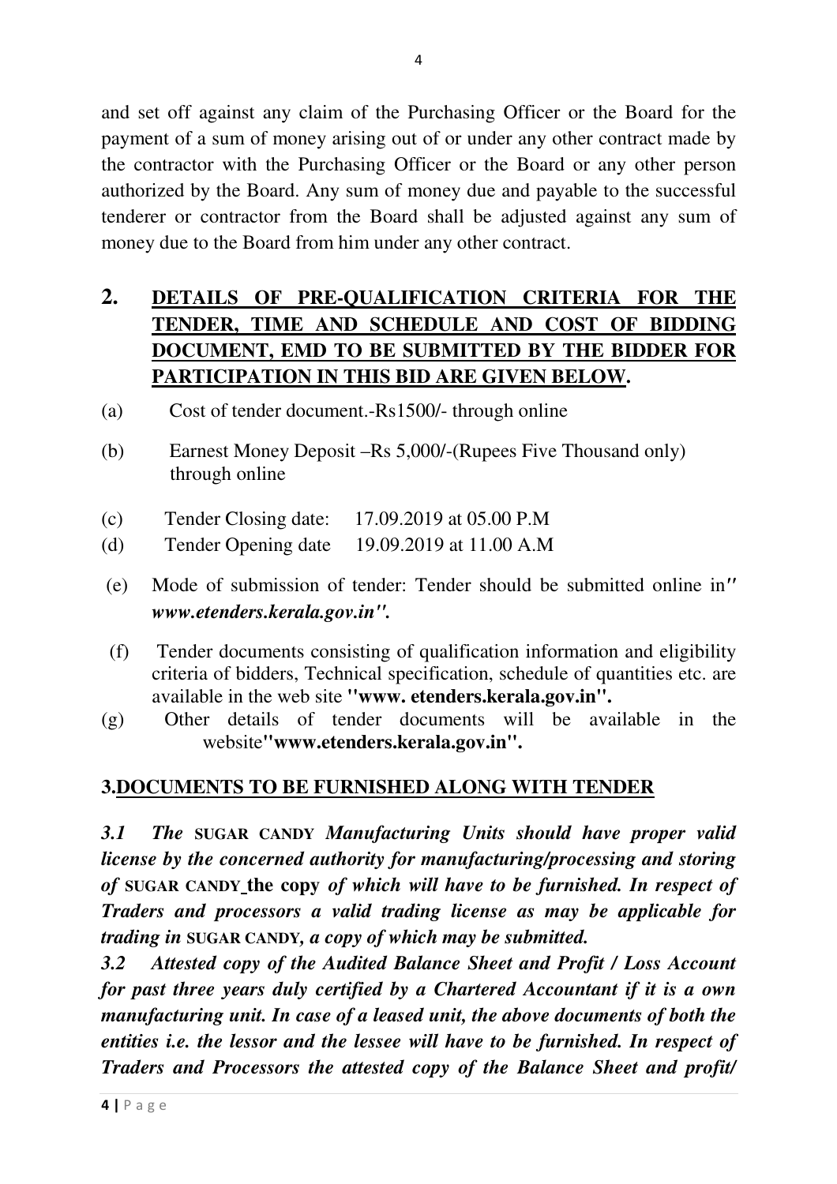and set off against any claim of the Purchasing Officer or the Board for the payment of a sum of money arising out of or under any other contract made by the contractor with the Purchasing Officer or the Board or any other person authorized by the Board. Any sum of money due and payable to the successful tenderer or contractor from the Board shall be adjusted against any sum of money due to the Board from him under any other contract.

## 2. DETAILS OF PRE-QUALIFICATION CRITERIA FOR THE TENDER, TIME AND SCHEDULE AND COST OF BIDDING DOCUMENT, EMD TO BE SUBMITTED BY THE BIDDER FOR PARTICIPATION IN THIS BID ARE GIVEN BELOW.

(a) Cost of tender document.-Rs1500/- through online

(b) Earnest Money Deposit –Rs 5,000/-(Rupees Five Thousand only) through online

(c) Tender Closing date: 17.09.2019 at 05.00 P.M

(d) Tender Opening date 19.09.2019 at 11.00 A.M

(e) Mode of submission of tender: Tender should be submitted online in*" www.etenders.kerala.gov.in".*

(f) Tender documents consisting of qualification information and eligibility criteria of bidders, Technical specification, schedule of quantities etc. are available in the web site **"www. etenders.kerala.gov.in".**

(g) Other details of tender documents will be available in the website**"www.etenders.kerala.gov.in".**

## 3.DOCUMENTS TO BE FURNISHED ALONG WITH TENDER

***3.1 The* SUGAR CANDY *Manufacturing Units should have proper valid license by the concerned authority for manufacturing/processing and storing of* SUGAR CANDY the copy *of which will have to be furnished. In respect of Traders and processors a valid trading license as may be applicable for trading in* SUGAR CANDY*, a copy of which may be submitted.***

***3.2 Attested copy of the Audited Balance Sheet and Profit / Loss Account for past three years duly certified by a Chartered Accountant if it is a own manufacturing unit. In case of a leased unit, the above documents of both the entities i.e. the lessor and the lessee will have to be furnished. In respect of Traders and Processors the attested copy of the Balance Sheet and profit/***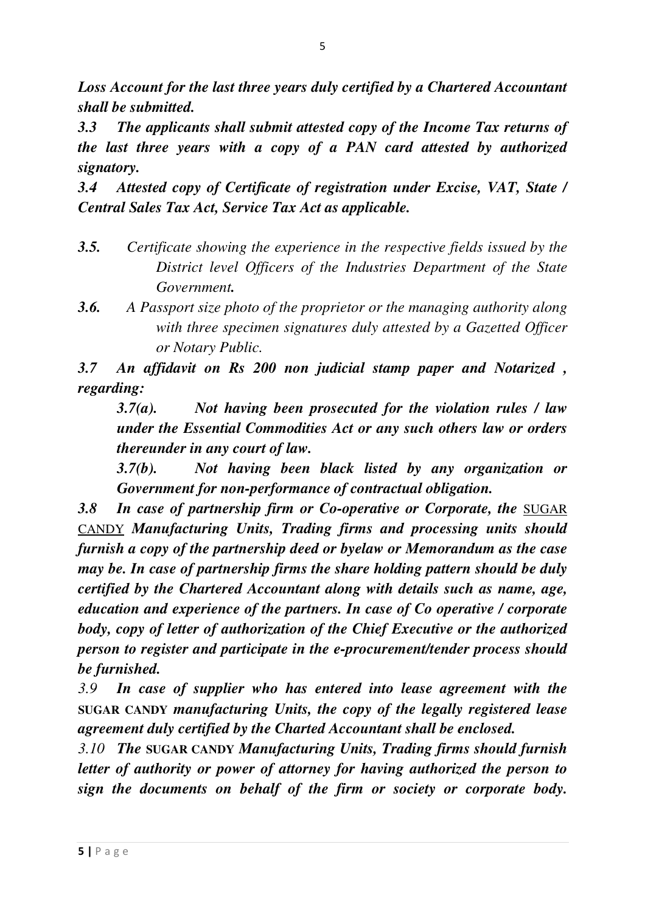***Loss Account for the last three years duly certified by a Chartered Accountant shall be submitted.***

***3.3 The applicants shall submit attested copy of the Income Tax returns of the last three years with a copy of a PAN card attested by authorized signatory.***

***3.4 Attested copy of Certificate of registration under Excise, VAT, State / Central Sales Tax Act, Service Tax Act as applicable.***

***3.5.*** *Certificate showing the experience in the respective fields issued by the District level Officers of the Industries Department of the State Government.*

***3.6.*** *A Passport size photo of the proprietor or the managing authority along with three specimen signatures duly attested by a Gazetted Officer or Notary Public.*

***3.7 An affidavit on Rs 200 non judicial stamp paper and Notarized , regarding:***

***3.7(a). Not having been prosecuted for the violation rules / law under the Essential Commodities Act or any such others law or orders thereunder in any court of law.***

***3.7(b). Not having been black listed by any organization or Government for non-performance of contractual obligation.***

***3.8 In case of partnership firm or Co-operative or Corporate, the*** SUGAR CANDY ***Manufacturing Units, Trading firms and processing units should furnish a copy of the partnership deed or byelaw or Memorandum as the case may be. In case of partnership firms the share holding pattern should be duly certified by the Chartered Accountant along with details such as name, age, education and experience of the partners. In case of Co operative / corporate body, copy of letter of authorization of the Chief Executive or the authorized person to register and participate in the e-procurement/tender process should be furnished.***

*3.9* ***In case of supplier who has entered into lease agreement with the*** **SUGAR CANDY** ***manufacturing Units, the copy of the legally registered lease agreement duly certified by the Charted Accountant shall be enclosed.***

*3.10* ***The*** **SUGAR CANDY** ***Manufacturing Units, Trading firms should furnish letter of authority or power of attorney for having authorized the person to sign the documents on behalf of the firm or society or corporate body.***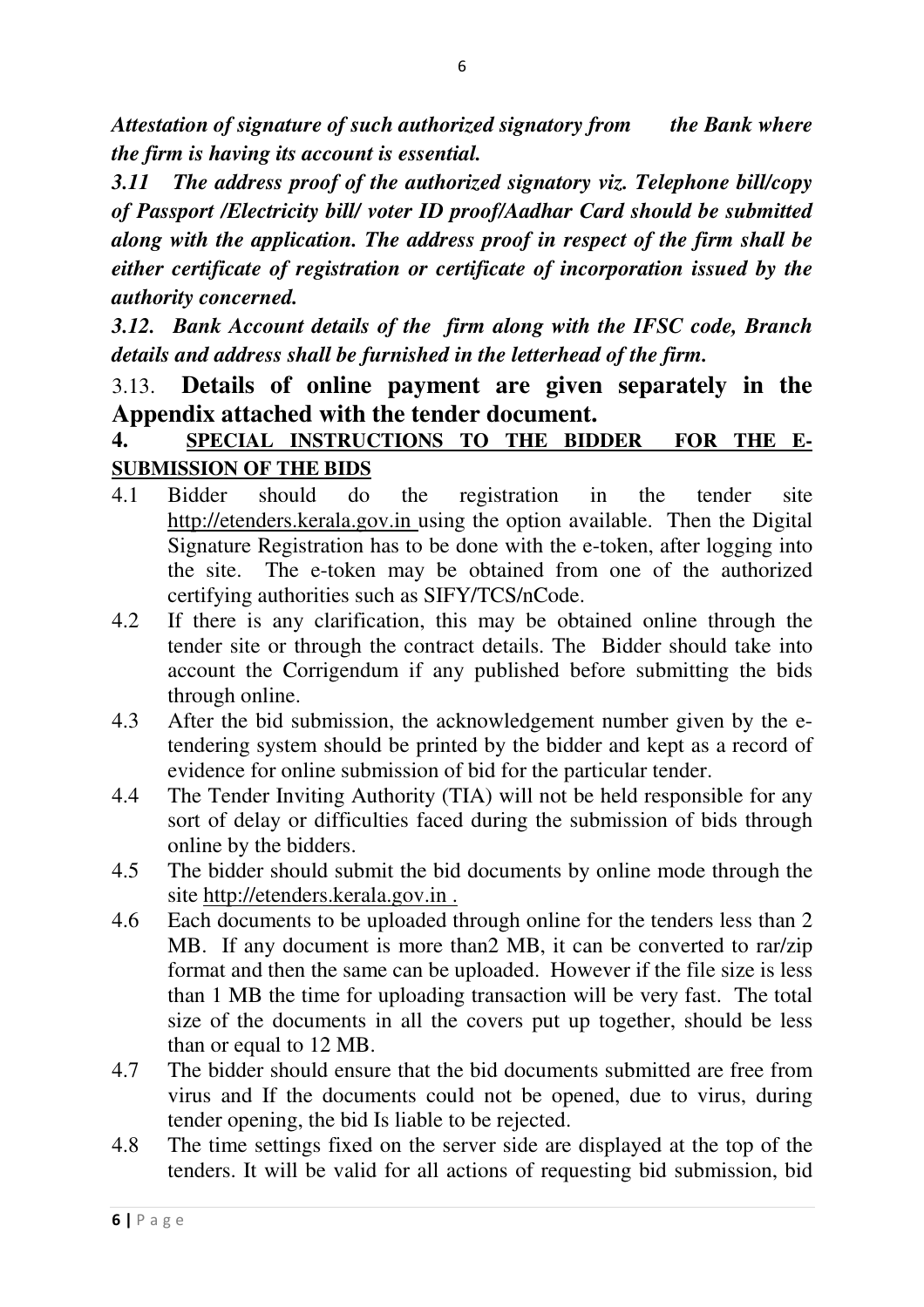***Attestation of signature of such authorized signatory from the Bank where the firm is having its account is essential.***

***3.11 The address proof of the authorized signatory viz. Telephone bill/copy of Passport /Electricity bill/ voter ID proof/Aadhar Card should be submitted along with the application. The address proof in respect of the firm shall be either certificate of registration or certificate of incorporation issued by the authority concerned.***

***3.12. Bank Account details of the firm along with the IFSC code, Branch details and address shall be furnished in the letterhead of the firm.***

3.13. **Details of online payment are given separately in the Appendix attached with the tender document.**

## 4. <u>SPECIAL INSTRUCTIONS TO THE BIDDER FOR THE E-SUBMISSION OF THE BIDS</u>

4.1 Bidder should do the registration in the tender site http://etenders.kerala.gov.in using the option available. Then the Digital Signature Registration has to be done with the e-token, after logging into the site. The e-token may be obtained from one of the authorized certifying authorities such as SIFY/TCS/nCode.

4.2 If there is any clarification, this may be obtained online through the tender site or through the contract details. The Bidder should take into account the Corrigendum if any published before submitting the bids through online.

4.3 After the bid submission, the acknowledgement number given by the e-tendering system should be printed by the bidder and kept as a record of evidence for online submission of bid for the particular tender.

4.4 The Tender Inviting Authority (TIA) will not be held responsible for any sort of delay or difficulties faced during the submission of bids through online by the bidders.

4.5 The bidder should submit the bid documents by online mode through the site http://etenders.kerala.gov.in .

4.6 Each documents to be uploaded through online for the tenders less than 2 MB. If any document is more than2 MB, it can be converted to rar/zip format and then the same can be uploaded. However if the file size is less than 1 MB the time for uploading transaction will be very fast. The total size of the documents in all the covers put up together, should be less than or equal to 12 MB.

4.7 The bidder should ensure that the bid documents submitted are free from virus and If the documents could not be opened, due to virus, during tender opening, the bid Is liable to be rejected.

4.8 The time settings fixed on the server side are displayed at the top of the tenders. It will be valid for all actions of requesting bid submission, bid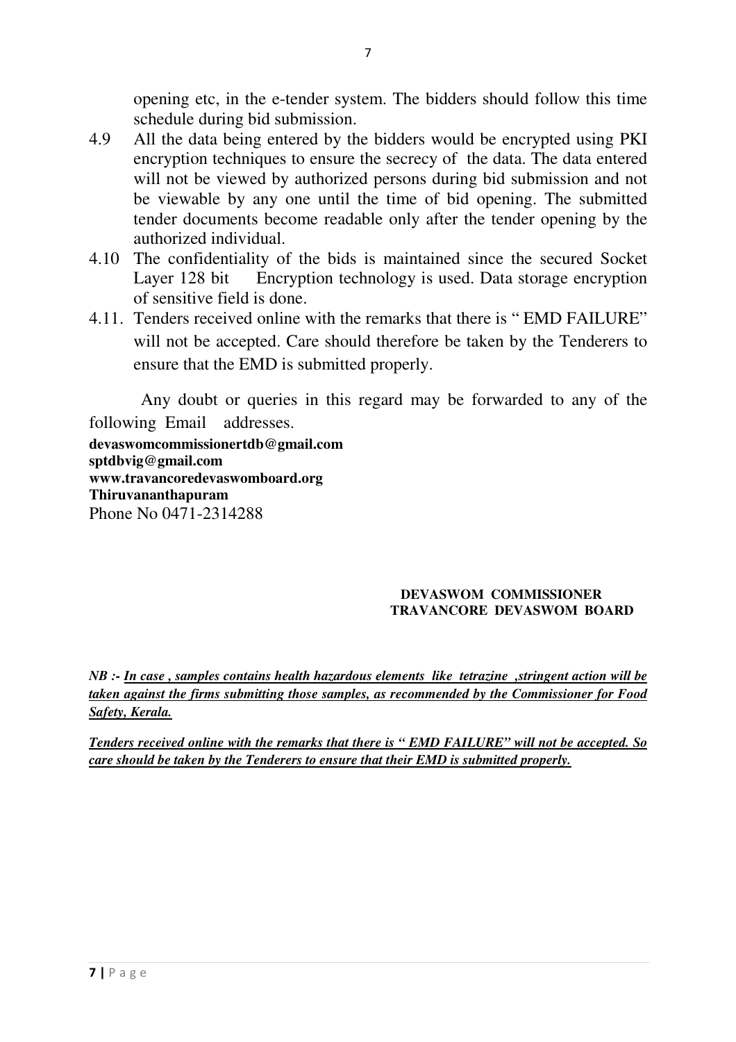opening etc, in the e-tender system. The bidders should follow this time schedule during bid submission.

4.9 All the data being entered by the bidders would be encrypted using PKI encryption techniques to ensure the secrecy of the data. The data entered will not be viewed by authorized persons during bid submission and not be viewable by any one until the time of bid opening. The submitted tender documents become readable only after the tender opening by the authorized individual.

4.10 The confidentiality of the bids is maintained since the secured Socket Layer 128 bit Encryption technology is used. Data storage encryption of sensitive field is done.

4.11. Tenders received online with the remarks that there is " EMD FAILURE" will not be accepted. Care should therefore be taken by the Tenderers to ensure that the EMD is submitted properly.

Any doubt or queries in this regard may be forwarded to any of the following Email addresses.

**devaswomcommissionertdb@gmail.com**
**sptdbvig@gmail.com**
**www.travancoredevaswomboard.org**
**Thiruvananthapuram**
Phone No 0471-2314288

**DEVASWOM COMMISSIONER**
**TRAVANCORE DEVASWOM BOARD**

***NB :- <u>In case , samples contains health hazardous elements like tetrazine ,stringent action will be taken against the firms submitting those samples, as recommended by the Commissioner for Food Safety, Kerala.</u>***

***<u>Tenders received online with the remarks that there is " EMD FAILURE" will not be accepted. So care should be taken by the Tenderers to ensure that their EMD is submitted properly.</u>***